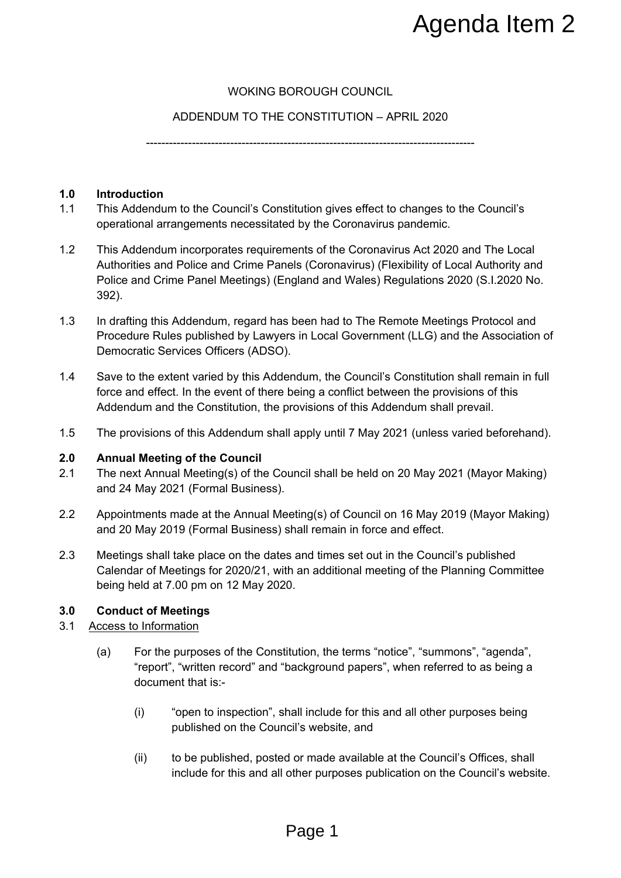# Agenda Item 2

WOKING BOROUGH COUNCIL

ADDENDUM TO THE CONSTITUTION – APRIL 2020

---

## 1.0 Introduction

1.1 This Addendum to the Council's Constitution gives effect to changes to the Council's operational arrangements necessitated by the Coronavirus pandemic.

1.2 This Addendum incorporates requirements of the Coronavirus Act 2020 and The Local Authorities and Police and Crime Panels (Coronavirus) (Flexibility of Local Authority and Police and Crime Panel Meetings) (England and Wales) Regulations 2020 (S.I.2020 No. 392).

1.3 In drafting this Addendum, regard has been had to The Remote Meetings Protocol and Procedure Rules published by Lawyers in Local Government (LLG) and the Association of Democratic Services Officers (ADSO).

1.4 Save to the extent varied by this Addendum, the Council's Constitution shall remain in full force and effect. In the event of there being a conflict between the provisions of this Addendum and the Constitution, the provisions of this Addendum shall prevail.

1.5 The provisions of this Addendum shall apply until 7 May 2021 (unless varied beforehand).

## 2.0 Annual Meeting of the Council

2.1 The next Annual Meeting(s) of the Council shall be held on 20 May 2021 (Mayor Making) and 24 May 2021 (Formal Business).

2.2 Appointments made at the Annual Meeting(s) of Council on 16 May 2019 (Mayor Making) and 20 May 2019 (Formal Business) shall remain in force and effect.

2.3 Meetings shall take place on the dates and times set out in the Council's published Calendar of Meetings for 2020/21, with an additional meeting of the Planning Committee being held at 7.00 pm on 12 May 2020.

## 3.0 Conduct of Meetings

3.1 Access to Information

(a) For the purposes of the Constitution, the terms "notice", "summons", "agenda", "report", "written record" and "background papers", when referred to as being a document that is:-

(i) "open to inspection", shall include for this and all other purposes being published on the Council's website, and

(ii) to be published, posted or made available at the Council's Offices, shall include for this and all other purposes publication on the Council's website.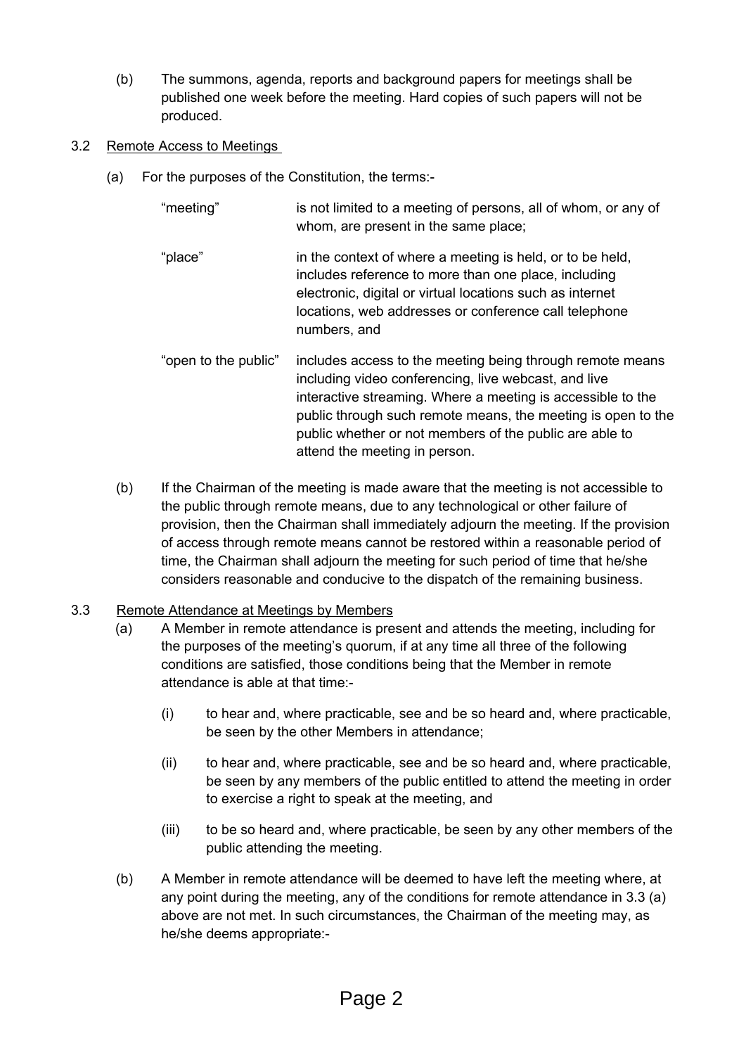(b) The summons, agenda, reports and background papers for meetings shall be published one week before the meeting. Hard copies of such papers will not be produced.

3.2 Remote Access to Meetings

(a) For the purposes of the Constitution, the terms:-

| | |
|---|---|
| "meeting" | is not limited to a meeting of persons, all of whom, or any of whom, are present in the same place; |
| "place" | in the context of where a meeting is held, or to be held, includes reference to more than one place, including electronic, digital or virtual locations such as internet locations, web addresses or conference call telephone numbers, and |
| "open to the public" | includes access to the meeting being through remote means including video conferencing, live webcast, and live interactive streaming. Where a meeting is accessible to the public through such remote means, the meeting is open to the public whether or not members of the public are able to attend the meeting in person. |

(b) If the Chairman of the meeting is made aware that the meeting is not accessible to the public through remote means, due to any technological or other failure of provision, then the Chairman shall immediately adjourn the meeting. If the provision of access through remote means cannot be restored within a reasonable period of time, the Chairman shall adjourn the meeting for such period of time that he/she considers reasonable and conducive to the dispatch of the remaining business.

3.3 Remote Attendance at Meetings by Members

(a) A Member in remote attendance is present and attends the meeting, including for the purposes of the meeting's quorum, if at any time all three of the following conditions are satisfied, those conditions being that the Member in remote attendance is able at that time:-

(i) to hear and, where practicable, see and be so heard and, where practicable, be seen by the other Members in attendance;

(ii) to hear and, where practicable, see and be so heard and, where practicable, be seen by any members of the public entitled to attend the meeting in order to exercise a right to speak at the meeting, and

(iii) to be so heard and, where practicable, be seen by any other members of the public attending the meeting.

(b) A Member in remote attendance will be deemed to have left the meeting where, at any point during the meeting, any of the conditions for remote attendance in 3.3 (a) above are not met. In such circumstances, the Chairman of the meeting may, as he/she deems appropriate:-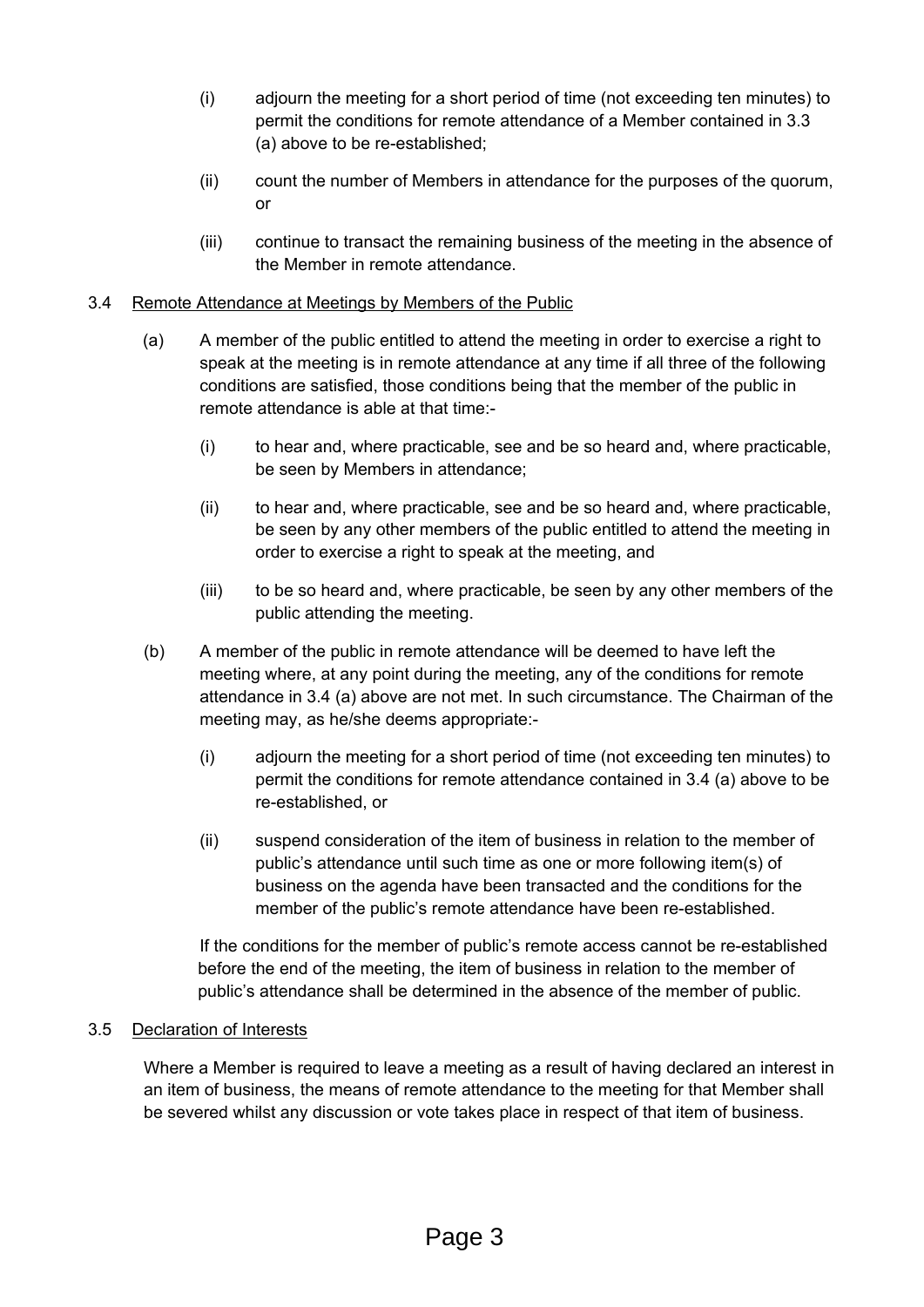(i) adjourn the meeting for a short period of time (not exceeding ten minutes) to permit the conditions for remote attendance of a Member contained in 3.3 (a) above to be re-established;

(ii) count the number of Members in attendance for the purposes of the quorum, or

(iii) continue to transact the remaining business of the meeting in the absence of the Member in remote attendance.

3.4 Remote Attendance at Meetings by Members of the Public

(a) A member of the public entitled to attend the meeting in order to exercise a right to speak at the meeting is in remote attendance at any time if all three of the following conditions are satisfied, those conditions being that the member of the public in remote attendance is able at that time:-

(i) to hear and, where practicable, see and be so heard and, where practicable, be seen by Members in attendance;

(ii) to hear and, where practicable, see and be so heard and, where practicable, be seen by any other members of the public entitled to attend the meeting in order to exercise a right to speak at the meeting, and

(iii) to be so heard and, where practicable, be seen by any other members of the public attending the meeting.

(b) A member of the public in remote attendance will be deemed to have left the meeting where, at any point during the meeting, any of the conditions for remote attendance in 3.4 (a) above are not met. In such circumstance. The Chairman of the meeting may, as he/she deems appropriate:-

(i) adjourn the meeting for a short period of time (not exceeding ten minutes) to permit the conditions for remote attendance contained in 3.4 (a) above to be re-established, or

(ii) suspend consideration of the item of business in relation to the member of public's attendance until such time as one or more following item(s) of business on the agenda have been transacted and the conditions for the member of the public's remote attendance have been re-established.

If the conditions for the member of public's remote access cannot be re-established before the end of the meeting, the item of business in relation to the member of public's attendance shall be determined in the absence of the member of public.

3.5 Declaration of Interests

Where a Member is required to leave a meeting as a result of having declared an interest in an item of business, the means of remote attendance to the meeting for that Member shall be severed whilst any discussion or vote takes place in respect of that item of business.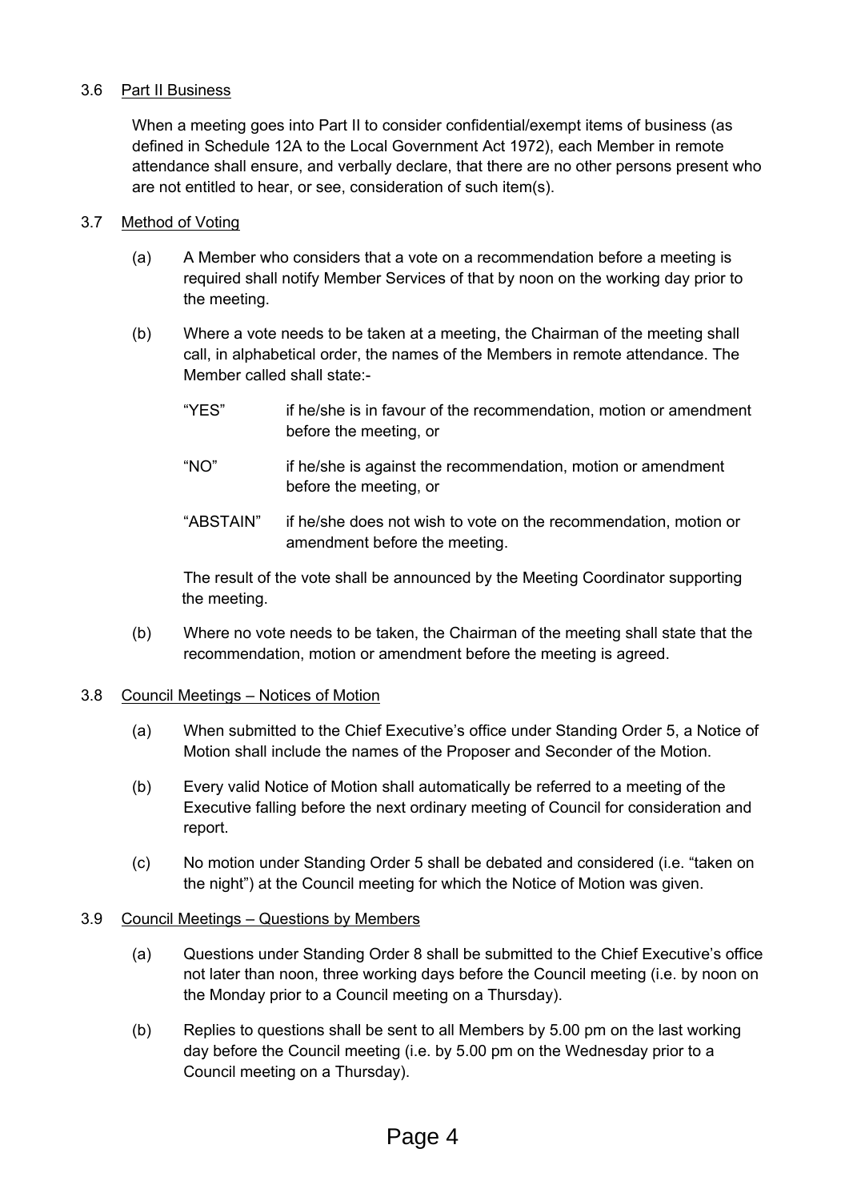### 3.6 Part II Business

When a meeting goes into Part II to consider confidential/exempt items of business (as defined in Schedule 12A to the Local Government Act 1972), each Member in remote attendance shall ensure, and verbally declare, that there are no other persons present who are not entitled to hear, or see, consideration of such item(s).

### 3.7 Method of Voting

(a) A Member who considers that a vote on a recommendation before a meeting is required shall notify Member Services of that by noon on the working day prior to the meeting.

(b) Where a vote needs to be taken at a meeting, the Chairman of the meeting shall call, in alphabetical order, the names of the Members in remote attendance. The Member called shall state:-

- "YES" if he/she is in favour of the recommendation, motion or amendment before the meeting, or
- "NO" if he/she is against the recommendation, motion or amendment before the meeting, or
- "ABSTAIN" if he/she does not wish to vote on the recommendation, motion or amendment before the meeting.

The result of the vote shall be announced by the Meeting Coordinator supporting the meeting.

(b) Where no vote needs to be taken, the Chairman of the meeting shall state that the recommendation, motion or amendment before the meeting is agreed.

### 3.8 Council Meetings – Notices of Motion

(a) When submitted to the Chief Executive's office under Standing Order 5, a Notice of Motion shall include the names of the Proposer and Seconder of the Motion.

(b) Every valid Notice of Motion shall automatically be referred to a meeting of the Executive falling before the next ordinary meeting of Council for consideration and report.

(c) No motion under Standing Order 5 shall be debated and considered (i.e. "taken on the night") at the Council meeting for which the Notice of Motion was given.

### 3.9 Council Meetings – Questions by Members

(a) Questions under Standing Order 8 shall be submitted to the Chief Executive's office not later than noon, three working days before the Council meeting (i.e. by noon on the Monday prior to a Council meeting on a Thursday).

(b) Replies to questions shall be sent to all Members by 5.00 pm on the last working day before the Council meeting (i.e. by 5.00 pm on the Wednesday prior to a Council meeting on a Thursday).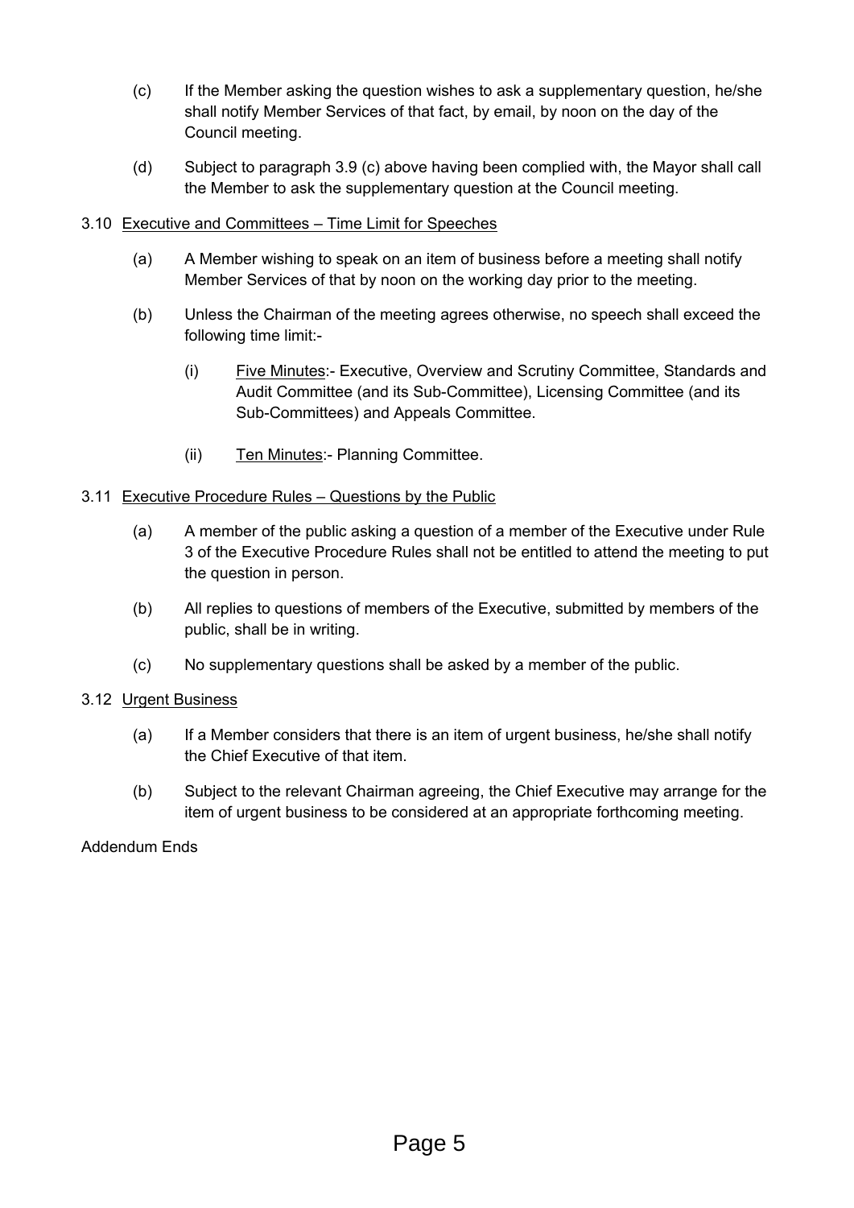(c) If the Member asking the question wishes to ask a supplementary question, he/she shall notify Member Services of that fact, by email, by noon on the day of the Council meeting.

(d) Subject to paragraph 3.9 (c) above having been complied with, the Mayor shall call the Member to ask the supplementary question at the Council meeting.

3.10 <u>Executive and Committees – Time Limit for Speeches</u>

(a) A Member wishing to speak on an item of business before a meeting shall notify Member Services of that by noon on the working day prior to the meeting.

(b) Unless the Chairman of the meeting agrees otherwise, no speech shall exceed the following time limit:-

(i) <u>Five Minutes</u>:- Executive, Overview and Scrutiny Committee, Standards and Audit Committee (and its Sub-Committee), Licensing Committee (and its Sub-Committees) and Appeals Committee.

(ii) <u>Ten Minutes</u>:- Planning Committee.

3.11 <u>Executive Procedure Rules – Questions by the Public</u>

(a) A member of the public asking a question of a member of the Executive under Rule 3 of the Executive Procedure Rules shall not be entitled to attend the meeting to put the question in person.

(b) All replies to questions of members of the Executive, submitted by members of the public, shall be in writing.

(c) No supplementary questions shall be asked by a member of the public.

3.12 <u>Urgent Business</u>

(a) If a Member considers that there is an item of urgent business, he/she shall notify the Chief Executive of that item.

(b) Subject to the relevant Chairman agreeing, the Chief Executive may arrange for the item of urgent business to be considered at an appropriate forthcoming meeting.

Addendum Ends